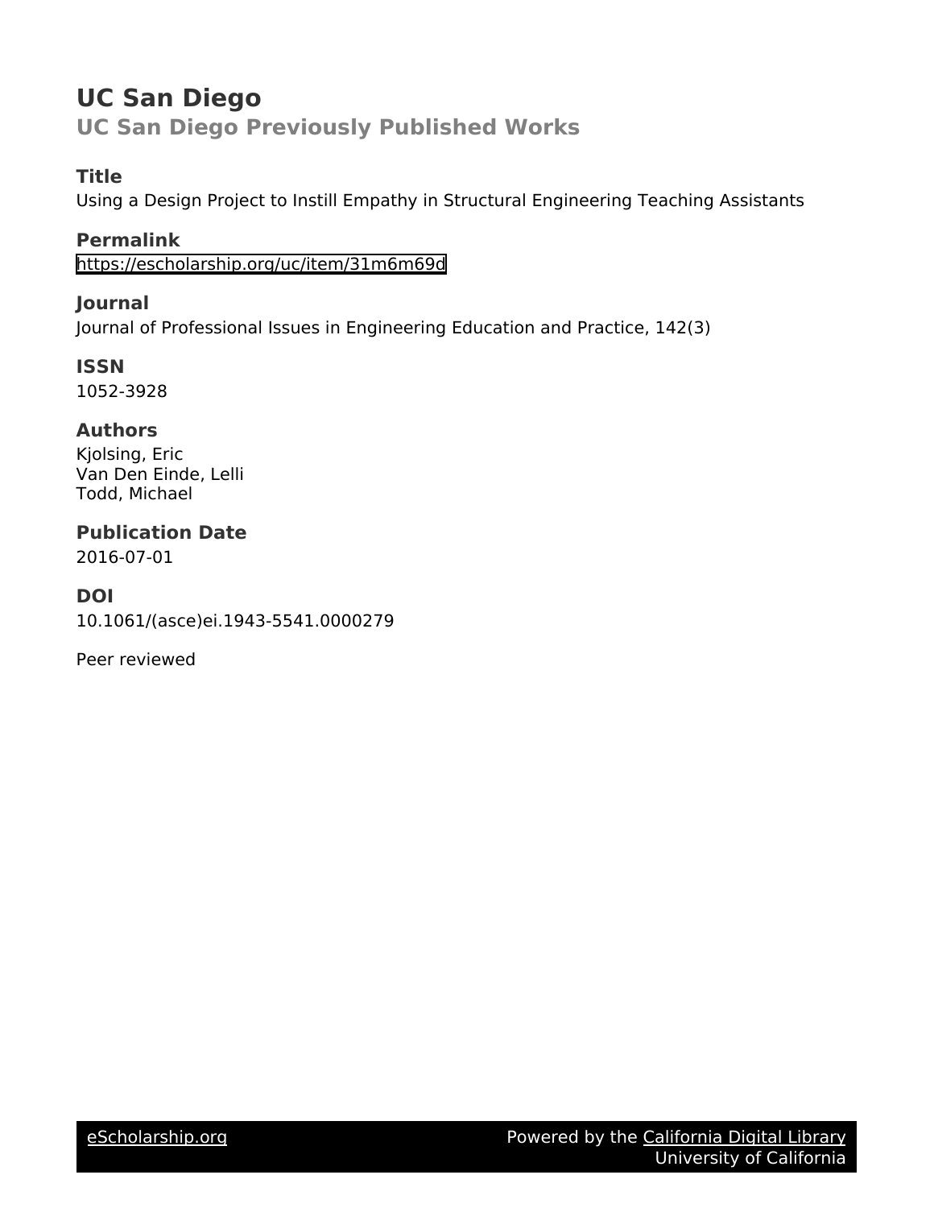# UC San Diego

## UC San Diego Previously Published Works

### Title

Using a Design Project to Instill Empathy in Structural Engineering Teaching Assistants

### Permalink

https://escholarship.org/uc/item/31m6m69d

### Journal

Journal of Professional Issues in Engineering Education and Practice, 142(3)

### ISSN

1052-3928

### Authors

Kjolsing, Eric
Van Den Einde, Lelli
Todd, Michael

### Publication Date

2016-07-01

### DOI

10.1061/(asce)ei.1943-5541.0000279

Peer reviewed

eScholarship.org

Powered by the California Digital Library
University of California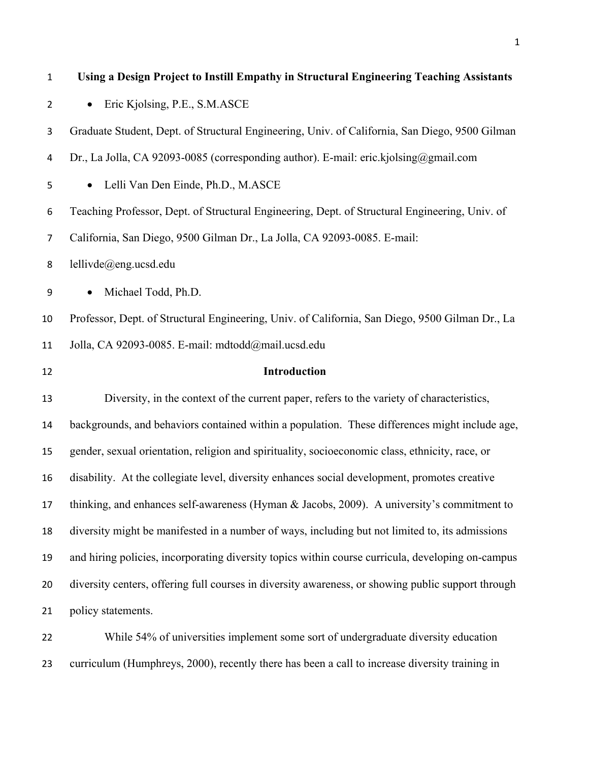# Using a Design Project to Instill Empathy in Structural Engineering Teaching Assistants

- Eric Kjolsing, P.E., S.M.ASCE

Graduate Student, Dept. of Structural Engineering, Univ. of California, San Diego, 9500 Gilman Dr., La Jolla, CA 92093-0085 (corresponding author). E-mail: eric.kjolsing@gmail.com

- Lelli Van Den Einde, Ph.D., M.ASCE

Teaching Professor, Dept. of Structural Engineering, Dept. of Structural Engineering, Univ. of California, San Diego, 9500 Gilman Dr., La Jolla, CA 92093-0085. E-mail: lellivde@eng.ucsd.edu

- Michael Todd, Ph.D.

Professor, Dept. of Structural Engineering, Univ. of California, San Diego, 9500 Gilman Dr., La Jolla, CA 92093-0085. E-mail: mdtodd@mail.ucsd.edu

## Introduction

Diversity, in the context of the current paper, refers to the variety of characteristics, backgrounds, and behaviors contained within a population. These differences might include age, gender, sexual orientation, religion and spirituality, socioeconomic class, ethnicity, race, or disability. At the collegiate level, diversity enhances social development, promotes creative thinking, and enhances self-awareness (Hyman & Jacobs, 2009). A university's commitment to diversity might be manifested in a number of ways, including but not limited to, its admissions and hiring policies, incorporating diversity topics within course curricula, developing on-campus diversity centers, offering full courses in diversity awareness, or showing public support through policy statements.

While 54% of universities implement some sort of undergraduate diversity education curriculum (Humphreys, 2000), recently there has been a call to increase diversity training in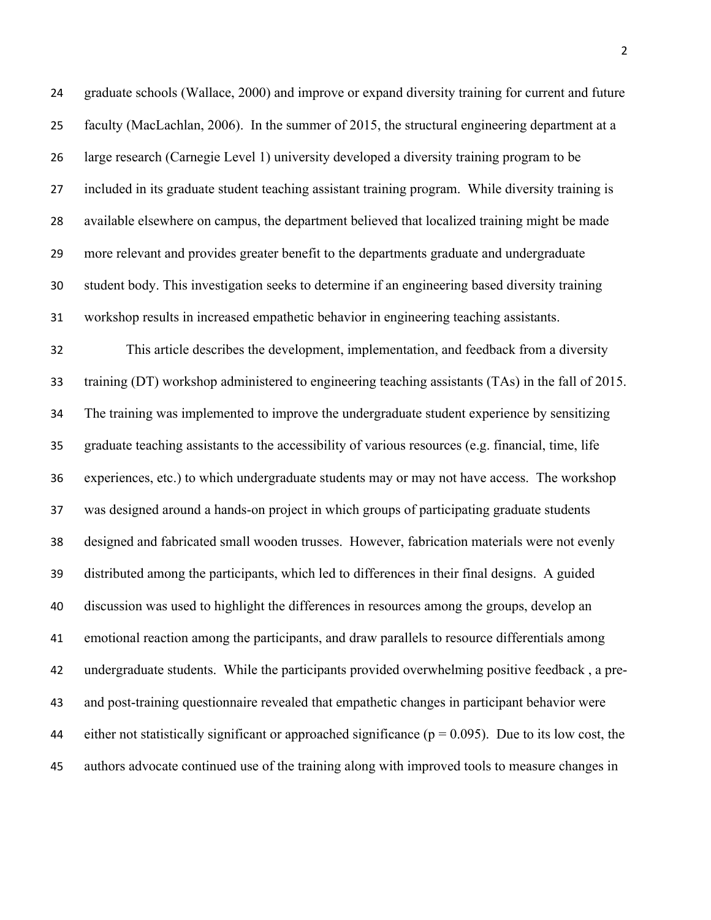graduate schools (Wallace, 2000) and improve or expand diversity training for current and future faculty (MacLachlan, 2006). In the summer of 2015, the structural engineering department at a large research (Carnegie Level 1) university developed a diversity training program to be included in its graduate student teaching assistant training program. While diversity training is available elsewhere on campus, the department believed that localized training might be made more relevant and provides greater benefit to the departments graduate and undergraduate student body. This investigation seeks to determine if an engineering based diversity training workshop results in increased empathetic behavior in engineering teaching assistants.

This article describes the development, implementation, and feedback from a diversity training (DT) workshop administered to engineering teaching assistants (TAs) in the fall of 2015. The training was implemented to improve the undergraduate student experience by sensitizing graduate teaching assistants to the accessibility of various resources (e.g. financial, time, life experiences, etc.) to which undergraduate students may or may not have access. The workshop was designed around a hands-on project in which groups of participating graduate students designed and fabricated small wooden trusses. However, fabrication materials were not evenly distributed among the participants, which led to differences in their final designs. A guided discussion was used to highlight the differences in resources among the groups, develop an emotional reaction among the participants, and draw parallels to resource differentials among undergraduate students. While the participants provided overwhelming positive feedback , a pre- and post-training questionnaire revealed that empathetic changes in participant behavior were either not statistically significant or approached significance ($p = 0.095$). Due to its low cost, the authors advocate continued use of the training along with improved tools to measure changes in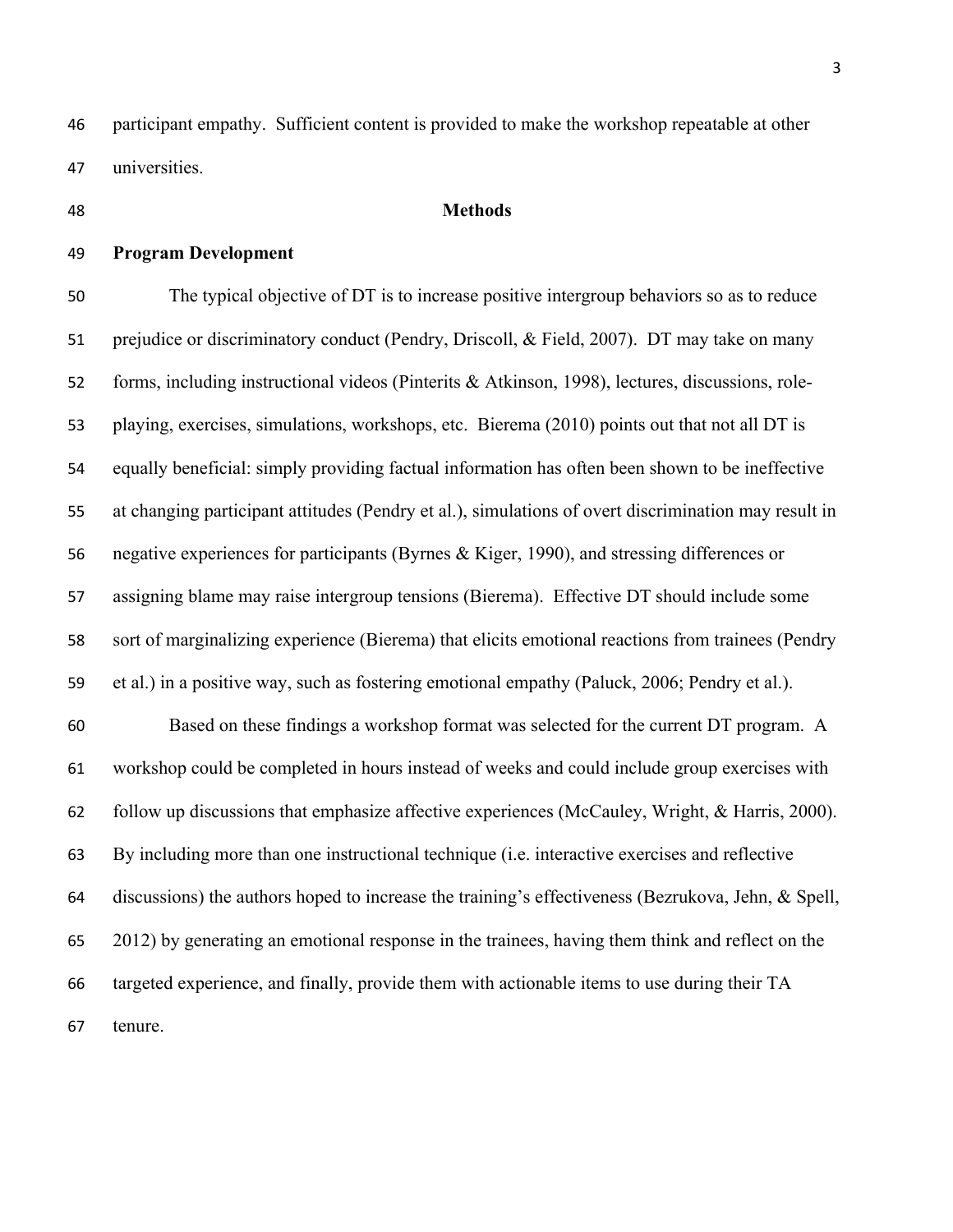participant empathy. Sufficient content is provided to make the workshop repeatable at other universities.

## Methods

### Program Development

The typical objective of DT is to increase positive intergroup behaviors so as to reduce prejudice or discriminatory conduct (Pendry, Driscoll, & Field, 2007). DT may take on many forms, including instructional videos (Pinterits & Atkinson, 1998), lectures, discussions, role-playing, exercises, simulations, workshops, etc. Bierema (2010) points out that not all DT is equally beneficial: simply providing factual information has often been shown to be ineffective at changing participant attitudes (Pendry et al.), simulations of overt discrimination may result in negative experiences for participants (Byrnes & Kiger, 1990), and stressing differences or assigning blame may raise intergroup tensions (Bierema). Effective DT should include some sort of marginalizing experience (Bierema) that elicits emotional reactions from trainees (Pendry et al.) in a positive way, such as fostering emotional empathy (Paluck, 2006; Pendry et al.).

Based on these findings a workshop format was selected for the current DT program. A workshop could be completed in hours instead of weeks and could include group exercises with follow up discussions that emphasize affective experiences (McCauley, Wright, & Harris, 2000). By including more than one instructional technique (i.e. interactive exercises and reflective discussions) the authors hoped to increase the training's effectiveness (Bezrukova, Jehn, & Spell, 2012) by generating an emotional response in the trainees, having them think and reflect on the targeted experience, and finally, provide them with actionable items to use during their TA tenure.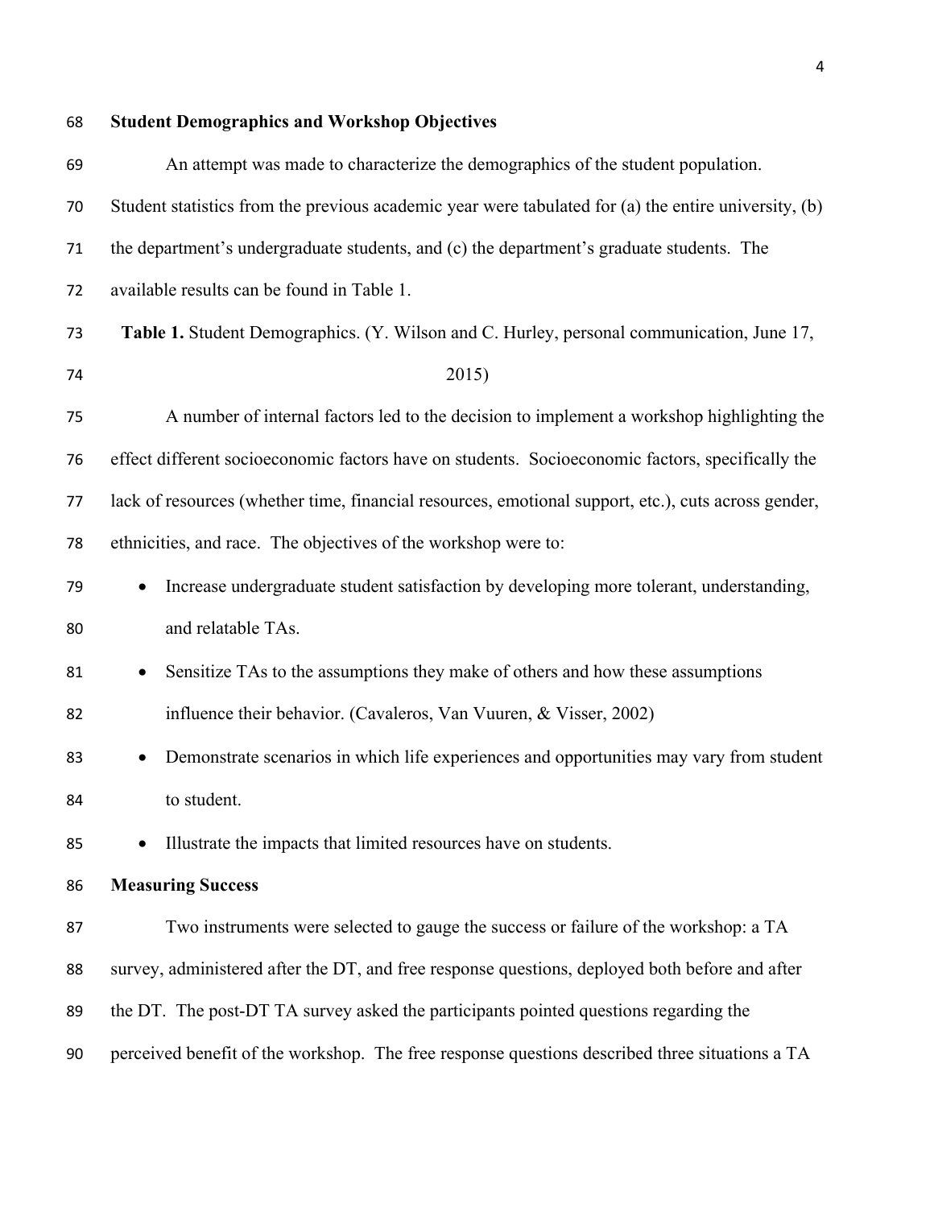## Student Demographics and Workshop Objectives

An attempt was made to characterize the demographics of the student population. Student statistics from the previous academic year were tabulated for (a) the entire university, (b) the department's undergraduate students, and (c) the department's graduate students. The available results can be found in Table 1.

**Table 1.** Student Demographics. (Y. Wilson and C. Hurley, personal communication, June 17, 2015)

A number of internal factors led to the decision to implement a workshop highlighting the effect different socioeconomic factors have on students. Socioeconomic factors, specifically the lack of resources (whether time, financial resources, emotional support, etc.), cuts across gender, ethnicities, and race. The objectives of the workshop were to:

- Increase undergraduate student satisfaction by developing more tolerant, understanding, and relatable TAs.
- Sensitize TAs to the assumptions they make of others and how these assumptions influence their behavior. (Cavaleros, Van Vuuren, & Visser, 2002)
- Demonstrate scenarios in which life experiences and opportunities may vary from student to student.
- Illustrate the impacts that limited resources have on students.

## Measuring Success

Two instruments were selected to gauge the success or failure of the workshop: a TA survey, administered after the DT, and free response questions, deployed both before and after the DT. The post-DT TA survey asked the participants pointed questions regarding the perceived benefit of the workshop. The free response questions described three situations a TA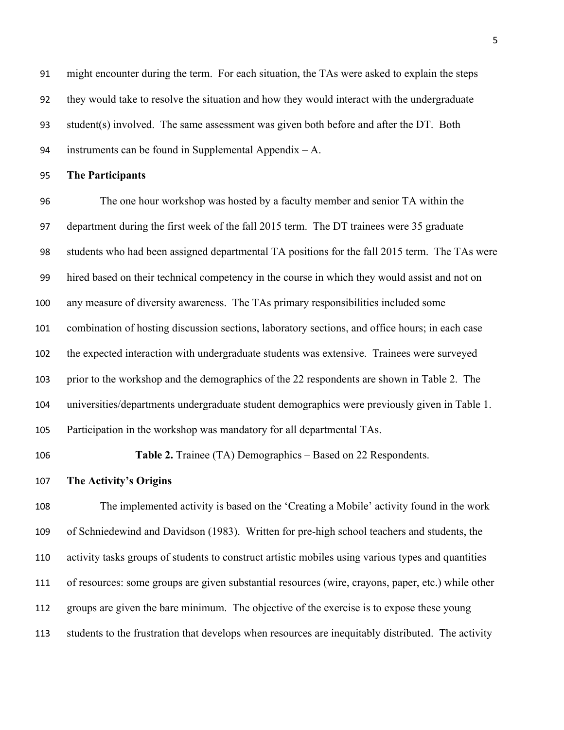might encounter during the term. For each situation, the TAs were asked to explain the steps they would take to resolve the situation and how they would interact with the undergraduate student(s) involved. The same assessment was given both before and after the DT. Both instruments can be found in Supplemental Appendix – A.

**The Participants**

The one hour workshop was hosted by a faculty member and senior TA within the department during the first week of the fall 2015 term. The DT trainees were 35 graduate students who had been assigned departmental TA positions for the fall 2015 term. The TAs were hired based on their technical competency in the course in which they would assist and not on any measure of diversity awareness. The TAs primary responsibilities included some combination of hosting discussion sections, laboratory sections, and office hours; in each case the expected interaction with undergraduate students was extensive. Trainees were surveyed prior to the workshop and the demographics of the 22 respondents are shown in Table 2. The universities/departments undergraduate student demographics were previously given in Table 1. Participation in the workshop was mandatory for all departmental TAs.

**Table 2.** Trainee (TA) Demographics – Based on 22 Respondents.

**The Activity's Origins**

The implemented activity is based on the 'Creating a Mobile' activity found in the work of Schniedewind and Davidson (1983). Written for pre-high school teachers and students, the activity tasks groups of students to construct artistic mobiles using various types and quantities of resources: some groups are given substantial resources (wire, crayons, paper, etc.) while other groups are given the bare minimum. The objective of the exercise is to expose these young students to the frustration that develops when resources are inequitably distributed. The activity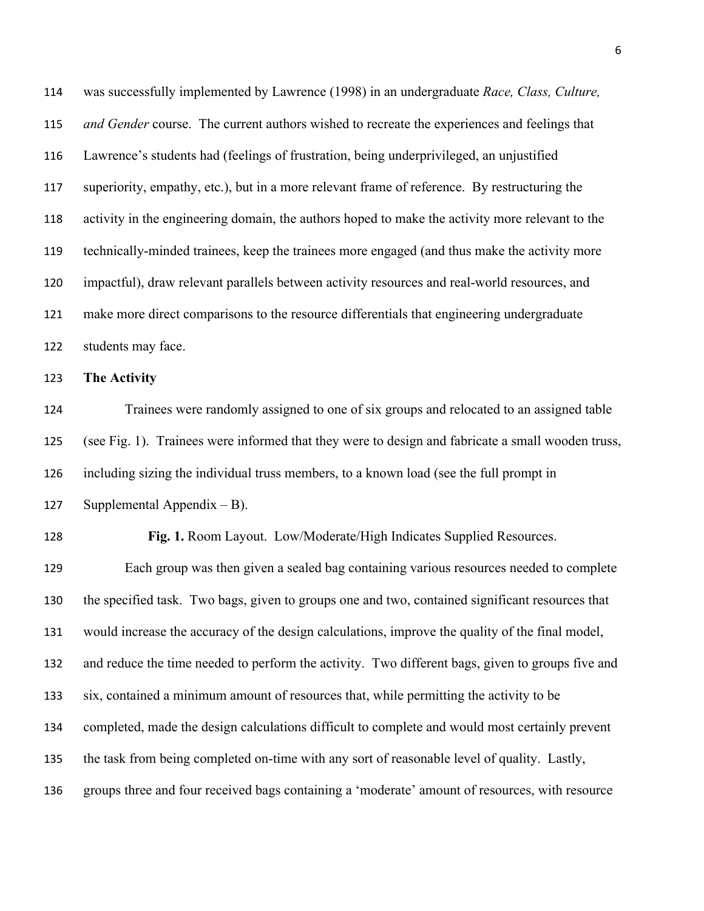was successfully implemented by Lawrence (1998) in an undergraduate *Race, Class, Culture, and Gender* course. The current authors wished to recreate the experiences and feelings that Lawrence's students had (feelings of frustration, being underprivileged, an unjustified superiority, empathy, etc.), but in a more relevant frame of reference. By restructuring the activity in the engineering domain, the authors hoped to make the activity more relevant to the technically-minded trainees, keep the trainees more engaged (and thus make the activity more impactful), draw relevant parallels between activity resources and real-world resources, and make more direct comparisons to the resource differentials that engineering undergraduate students may face.

**The Activity**

Trainees were randomly assigned to one of six groups and relocated to an assigned table (see Fig. 1). Trainees were informed that they were to design and fabricate a small wooden truss, including sizing the individual truss members, to a known load (see the full prompt in Supplemental Appendix – B).

**Fig. 1.** Room Layout. Low/Moderate/High Indicates Supplied Resources.

Each group was then given a sealed bag containing various resources needed to complete the specified task. Two bags, given to groups one and two, contained significant resources that would increase the accuracy of the design calculations, improve the quality of the final model, and reduce the time needed to perform the activity. Two different bags, given to groups five and six, contained a minimum amount of resources that, while permitting the activity to be completed, made the design calculations difficult to complete and would most certainly prevent the task from being completed on-time with any sort of reasonable level of quality. Lastly, groups three and four received bags containing a 'moderate' amount of resources, with resource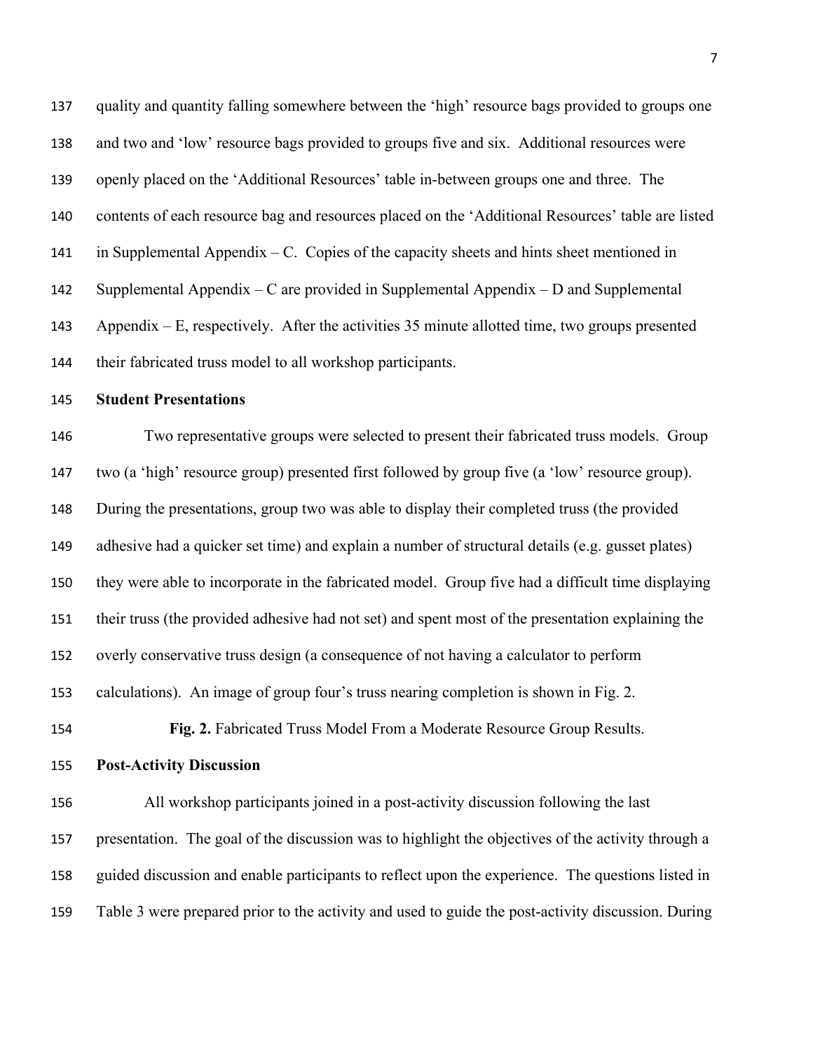quality and quantity falling somewhere between the 'high' resource bags provided to groups one and two and 'low' resource bags provided to groups five and six. Additional resources were openly placed on the 'Additional Resources' table in-between groups one and three. The contents of each resource bag and resources placed on the 'Additional Resources' table are listed in Supplemental Appendix – C. Copies of the capacity sheets and hints sheet mentioned in Supplemental Appendix – C are provided in Supplemental Appendix – D and Supplemental Appendix – E, respectively. After the activities 35 minute allotted time, two groups presented their fabricated truss model to all workshop participants.

**Student Presentations**

Two representative groups were selected to present their fabricated truss models. Group two (a 'high' resource group) presented first followed by group five (a 'low' resource group). During the presentations, group two was able to display their completed truss (the provided adhesive had a quicker set time) and explain a number of structural details (e.g. gusset plates) they were able to incorporate in the fabricated model. Group five had a difficult time displaying their truss (the provided adhesive had not set) and spent most of the presentation explaining the overly conservative truss design (a consequence of not having a calculator to perform calculations). An image of group four's truss nearing completion is shown in Fig. 2.

**Fig. 2.** Fabricated Truss Model From a Moderate Resource Group Results.

**Post-Activity Discussion**

All workshop participants joined in a post-activity discussion following the last presentation. The goal of the discussion was to highlight the objectives of the activity through a guided discussion and enable participants to reflect upon the experience. The questions listed in Table 3 were prepared prior to the activity and used to guide the post-activity discussion. During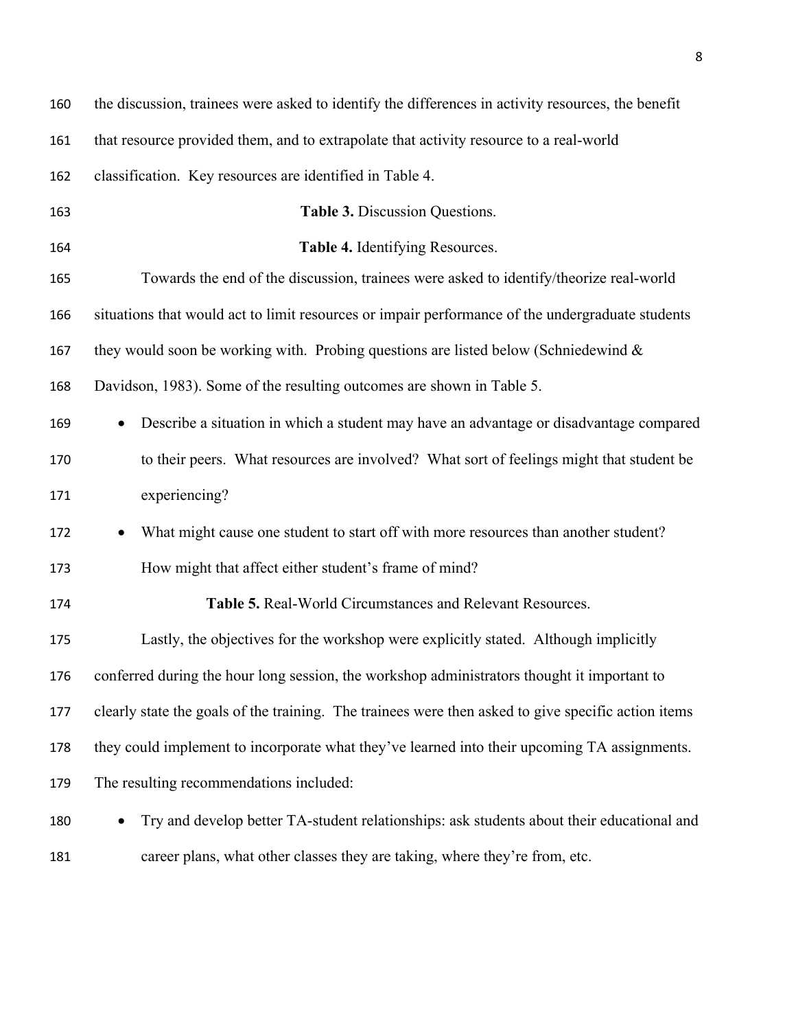the discussion, trainees were asked to identify the differences in activity resources, the benefit that resource provided them, and to extrapolate that activity resource to a real-world classification. Key resources are identified in Table 4.

**Table 3.** Discussion Questions.

**Table 4.** Identifying Resources.

Towards the end of the discussion, trainees were asked to identify/theorize real-world situations that would act to limit resources or impair performance of the undergraduate students they would soon be working with. Probing questions are listed below (Schniedewind & Davidson, 1983). Some of the resulting outcomes are shown in Table 5.

- Describe a situation in which a student may have an advantage or disadvantage compared to their peers. What resources are involved? What sort of feelings might that student be experiencing?
- What might cause one student to start off with more resources than another student? How might that affect either student's frame of mind?

**Table 5.** Real-World Circumstances and Relevant Resources.

Lastly, the objectives for the workshop were explicitly stated. Although implicitly conferred during the hour long session, the workshop administrators thought it important to clearly state the goals of the training. The trainees were then asked to give specific action items they could implement to incorporate what they've learned into their upcoming TA assignments. The resulting recommendations included:

- Try and develop better TA-student relationships: ask students about their educational and career plans, what other classes they are taking, where they're from, etc.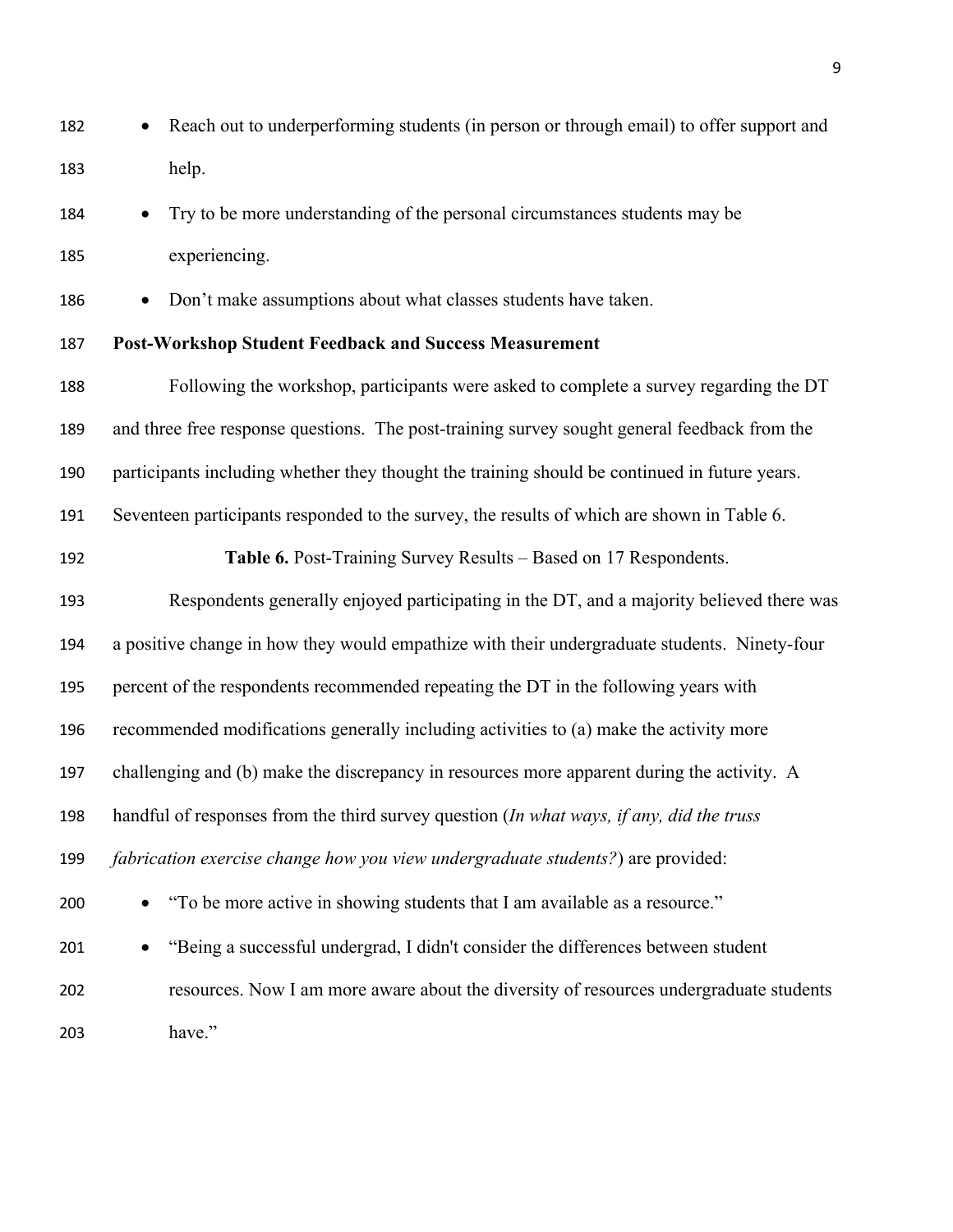- Reach out to underperforming students (in person or through email) to offer support and help.
- Try to be more understanding of the personal circumstances students may be experiencing.
- Don't make assumptions about what classes students have taken.

**Post-Workshop Student Feedback and Success Measurement**

Following the workshop, participants were asked to complete a survey regarding the DT and three free response questions. The post-training survey sought general feedback from the participants including whether they thought the training should be continued in future years. Seventeen participants responded to the survey, the results of which are shown in Table 6.

**Table 6.** Post-Training Survey Results – Based on 17 Respondents.

Respondents generally enjoyed participating in the DT, and a majority believed there was a positive change in how they would empathize with their undergraduate students. Ninety-four percent of the respondents recommended repeating the DT in the following years with recommended modifications generally including activities to (a) make the activity more challenging and (b) make the discrepancy in resources more apparent during the activity. A handful of responses from the third survey question (*In what ways, if any, did the truss fabrication exercise change how you view undergraduate students?*) are provided:

- "To be more active in showing students that I am available as a resource."
- "Being a successful undergrad, I didn't consider the differences between student resources. Now I am more aware about the diversity of resources undergraduate students have."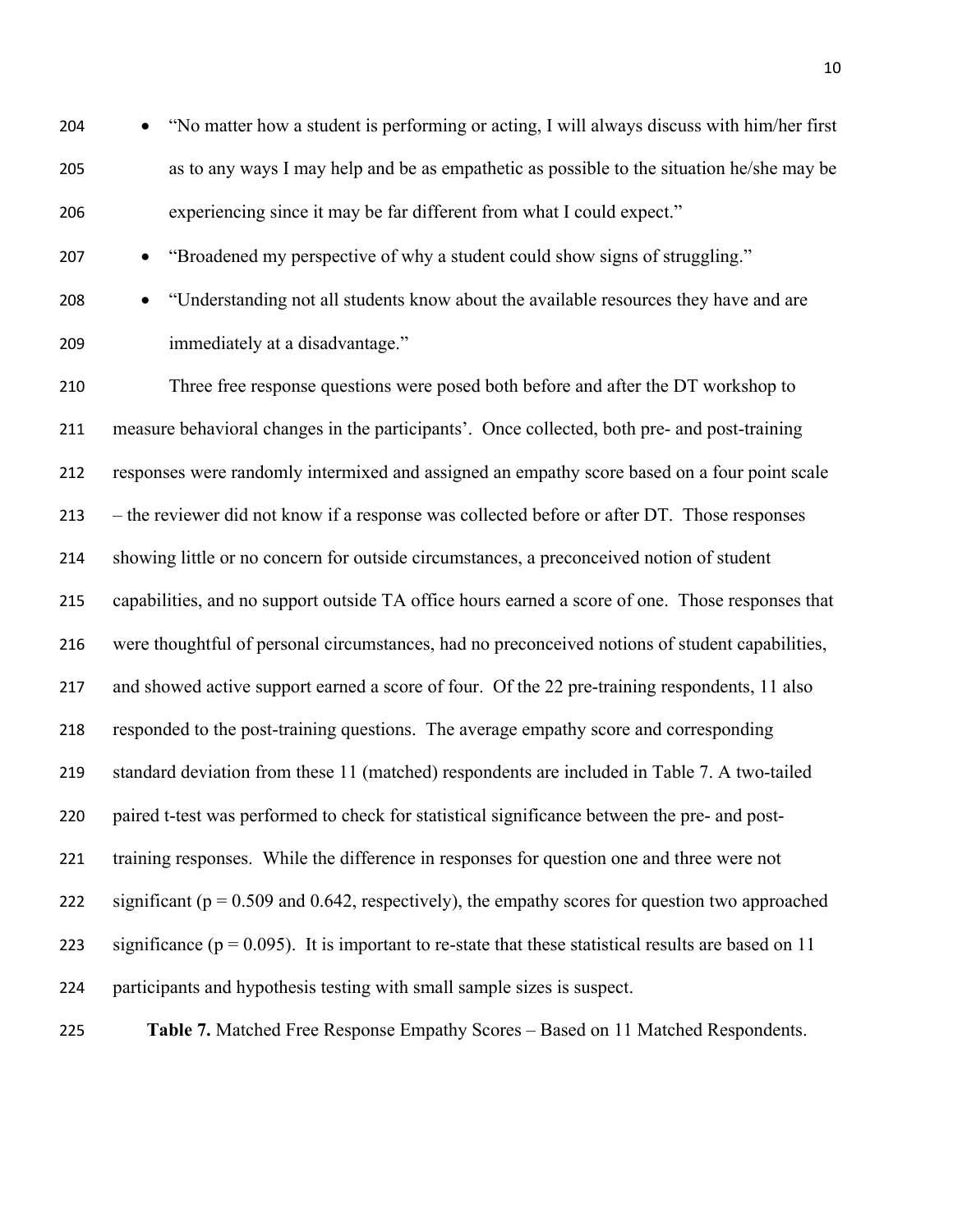- "No matter how a student is performing or acting, I will always discuss with him/her first as to any ways I may help and be as empathetic as possible to the situation he/she may be experiencing since it may be far different from what I could expect."
- "Broadened my perspective of why a student could show signs of struggling."
- "Understanding not all students know about the available resources they have and are immediately at a disadvantage."

Three free response questions were posed both before and after the DT workshop to measure behavioral changes in the participants'. Once collected, both pre- and post-training responses were randomly intermixed and assigned an empathy score based on a four point scale – the reviewer did not know if a response was collected before or after DT. Those responses showing little or no concern for outside circumstances, a preconceived notion of student capabilities, and no support outside TA office hours earned a score of one. Those responses that were thoughtful of personal circumstances, had no preconceived notions of student capabilities, and showed active support earned a score of four. Of the 22 pre-training respondents, 11 also responded to the post-training questions. The average empathy score and corresponding standard deviation from these 11 (matched) respondents are included in Table 7. A two-tailed paired t-test was performed to check for statistical significance between the pre- and post-training responses. While the difference in responses for question one and three were not significant ($p = 0.509$ and $0.642$, respectively), the empathy scores for question two approached significance ($p = 0.095$). It is important to re-state that these statistical results are based on 11 participants and hypothesis testing with small sample sizes is suspect.

**Table 7.** Matched Free Response Empathy Scores – Based on 11 Matched Respondents.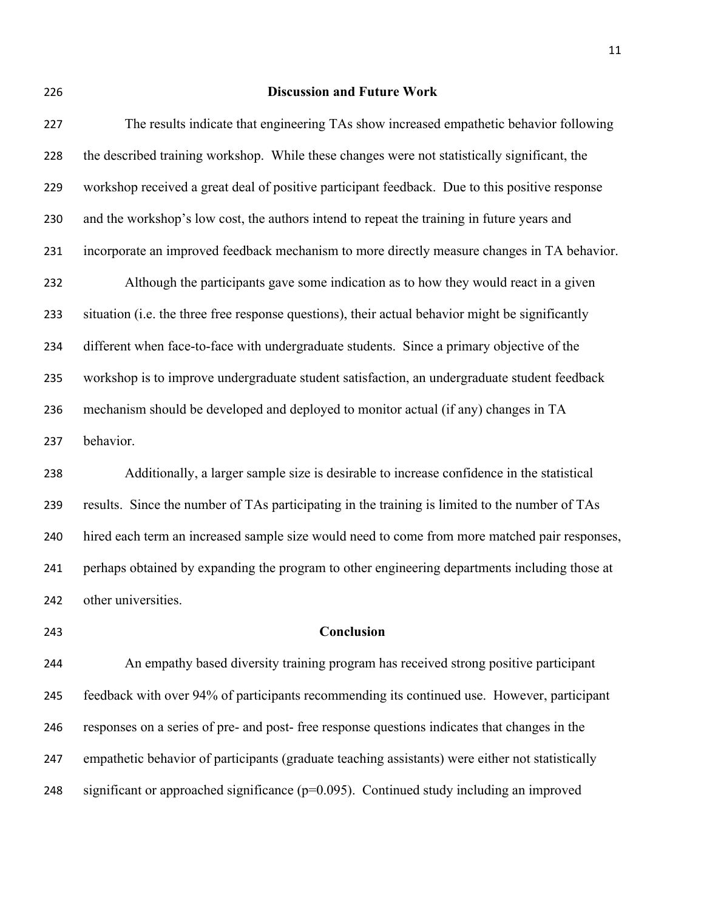## Discussion and Future Work

The results indicate that engineering TAs show increased empathetic behavior following the described training workshop. While these changes were not statistically significant, the workshop received a great deal of positive participant feedback. Due to this positive response and the workshop's low cost, the authors intend to repeat the training in future years and incorporate an improved feedback mechanism to more directly measure changes in TA behavior.

Although the participants gave some indication as to how they would react in a given situation (i.e. the three free response questions), their actual behavior might be significantly different when face-to-face with undergraduate students. Since a primary objective of the workshop is to improve undergraduate student satisfaction, an undergraduate student feedback mechanism should be developed and deployed to monitor actual (if any) changes in TA behavior.

Additionally, a larger sample size is desirable to increase confidence in the statistical results. Since the number of TAs participating in the training is limited to the number of TAs hired each term an increased sample size would need to come from more matched pair responses, perhaps obtained by expanding the program to other engineering departments including those at other universities.

## Conclusion

An empathy based diversity training program has received strong positive participant feedback with over 94% of participants recommending its continued use. However, participant responses on a series of pre- and post- free response questions indicates that changes in the empathetic behavior of participants (graduate teaching assistants) were either not statistically significant or approached significance ($p=0.095$). Continued study including an improved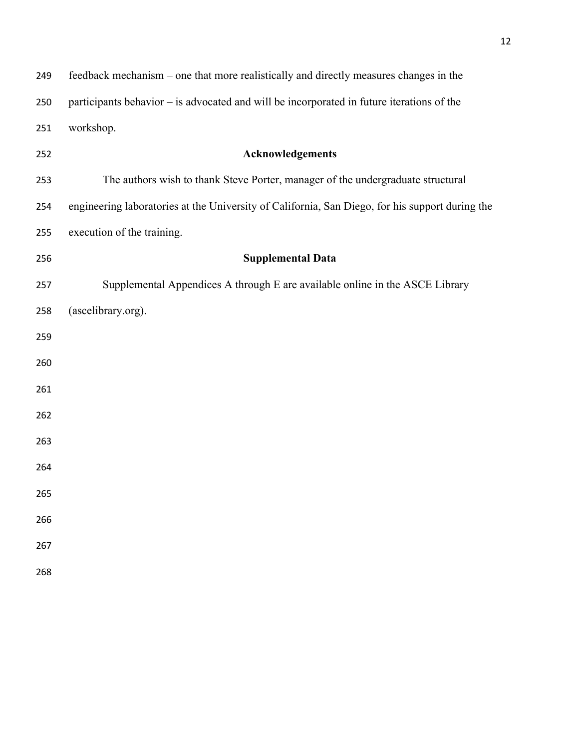feedback mechanism – one that more realistically and directly measures changes in the participants behavior – is advocated and will be incorporated in future iterations of the workshop.

## Acknowledgements

The authors wish to thank Steve Porter, manager of the undergraduate structural engineering laboratories at the University of California, San Diego, for his support during the execution of the training.

## Supplemental Data

Supplemental Appendices A through E are available online in the ASCE Library (ascelibrary.org).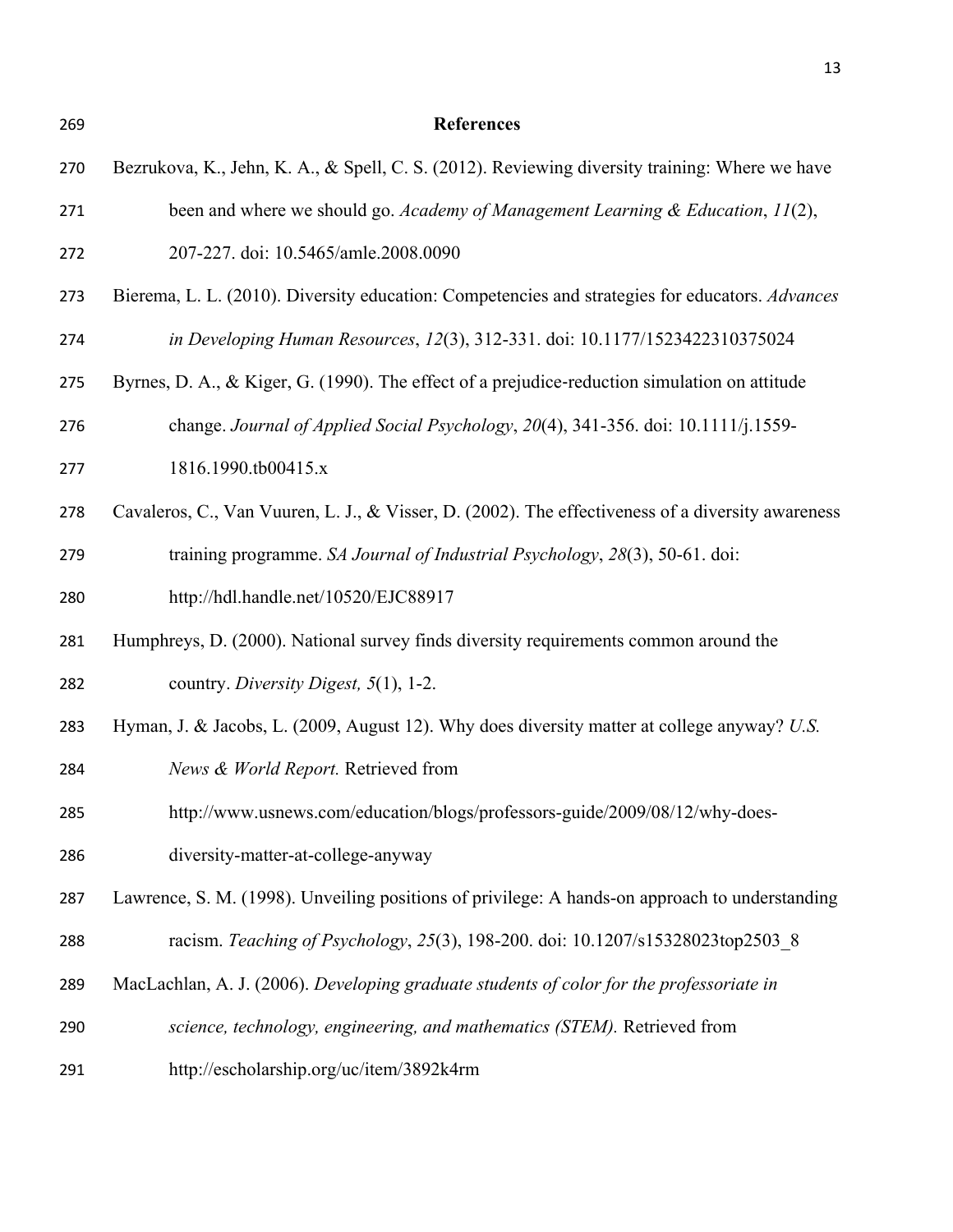## References

Bezrukova, K., Jehn, K. A., & Spell, C. S. (2012). Reviewing diversity training: Where we have been and where we should go. *Academy of Management Learning & Education*, *11*(2), 207-227. doi: 10.5465/amle.2008.0090

Bierema, L. L. (2010). Diversity education: Competencies and strategies for educators. *Advances in Developing Human Resources*, *12*(3), 312-331. doi: 10.1177/1523422310375024

Byrnes, D. A., & Kiger, G. (1990). The effect of a prejudice-reduction simulation on attitude change. *Journal of Applied Social Psychology*, *20*(4), 341-356. doi: 10.1111/j.1559-1816.1990.tb00415.x

Cavaleros, C., Van Vuuren, L. J., & Visser, D. (2002). The effectiveness of a diversity awareness training programme. *SA Journal of Industrial Psychology*, *28*(3), 50-61. doi: http://hdl.handle.net/10520/EJC88917

Humphreys, D. (2000). National survey finds diversity requirements common around the country. *Diversity Digest, 5*(1), 1-2.

Hyman, J. & Jacobs, L. (2009, August 12). Why does diversity matter at college anyway? *U.S. News & World Report.* Retrieved from http://www.usnews.com/education/blogs/professors-guide/2009/08/12/why-does-diversity-matter-at-college-anyway

Lawrence, S. M. (1998). Unveiling positions of privilege: A hands-on approach to understanding racism. *Teaching of Psychology*, *25*(3), 198-200. doi: 10.1207/s15328023top2503_8

MacLachlan, A. J. (2006). *Developing graduate students of color for the professoriate in science, technology, engineering, and mathematics (STEM).* Retrieved from http://escholarship.org/uc/item/3892k4rm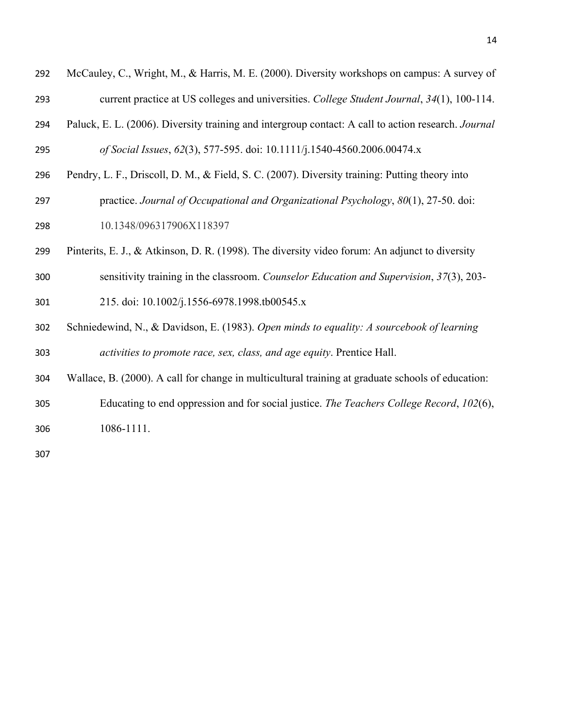McCauley, C., Wright, M., & Harris, M. E. (2000). Diversity workshops on campus: A survey of current practice at US colleges and universities. *College Student Journal*, *34*(1), 100-114.

Paluck, E. L. (2006). Diversity training and intergroup contact: A call to action research. *Journal of Social Issues*, *62*(3), 577-595. doi: 10.1111/j.1540-4560.2006.00474.x

Pendry, L. F., Driscoll, D. M., & Field, S. C. (2007). Diversity training: Putting theory into practice. *Journal of Occupational and Organizational Psychology*, *80*(1), 27-50. doi: 10.1348/096317906X118397

Pinterits, E. J., & Atkinson, D. R. (1998). The diversity video forum: An adjunct to diversity sensitivity training in the classroom. *Counselor Education and Supervision*, *37*(3), 203-215. doi: 10.1002/j.1556-6978.1998.tb00545.x

Schniedewind, N., & Davidson, E. (1983). *Open minds to equality: A sourcebook of learning activities to promote race, sex, class, and age equity*. Prentice Hall.

Wallace, B. (2000). A call for change in multicultural training at graduate schools of education: Educating to end oppression and for social justice. *The Teachers College Record*, *102*(6), 1086-1111.